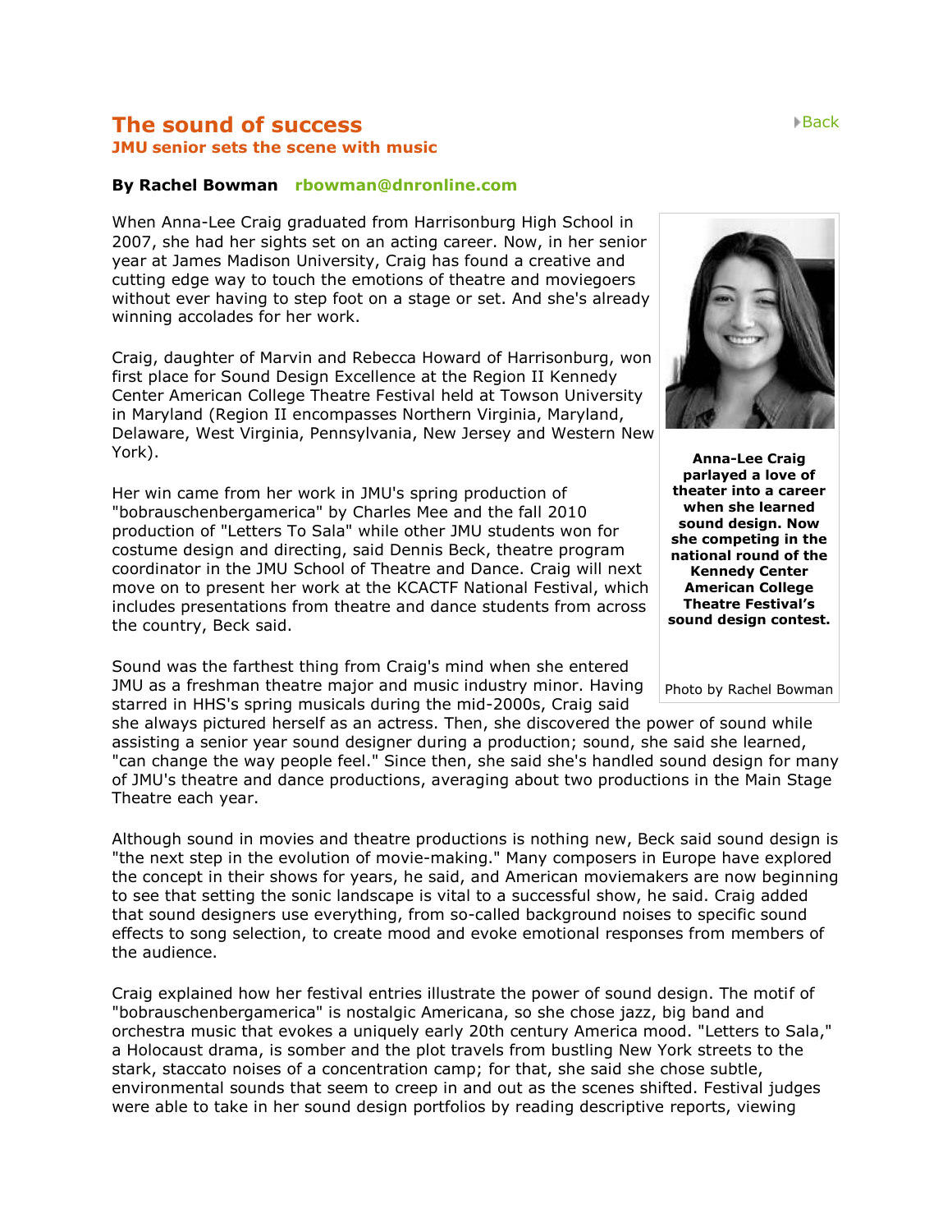# The sound of success

### JMU senior sets the scene with music

Back

**By Rachel Bowman** rbowman@dnronline.com

When Anna-Lee Craig graduated from Harrisonburg High School in 2007, she had her sights set on an acting career. Now, in her senior year at James Madison University, Craig has found a creative and cutting edge way to touch the emotions of theatre and moviegoers without ever having to step foot on a stage or set. And she's already winning accolades for her work.

Craig, daughter of Marvin and Rebecca Howard of Harrisonburg, won first place for Sound Design Excellence at the Region II Kennedy Center American College Theatre Festival held at Towson University in Maryland (Region II encompasses Northern Virginia, Maryland, Delaware, West Virginia, Pennsylvania, New Jersey and Western New York).

Her win came from her work in JMU's spring production of "bobrauschenbergamerica" by Charles Mee and the fall 2010 production of "Letters To Sala" while other JMU students won for costume design and directing, said Dennis Beck, theatre program coordinator in the JMU School of Theatre and Dance. Craig will next move on to present her work at the KCACTF National Festival, which includes presentations from theatre and dance students from across the country, Beck said.

**Anna-Lee Craig parlayed a love of theater into a career when she learned sound design. Now she competing in the national round of the Kennedy Center American College Theatre Festival's sound design contest.**

Photo by Rachel Bowman

Sound was the farthest thing from Craig's mind when she entered JMU as a freshman theatre major and music industry minor. Having starred in HHS's spring musicals during the mid-2000s, Craig said she always pictured herself as an actress. Then, she discovered the power of sound while assisting a senior year sound designer during a production; sound, she said she learned, "can change the way people feel." Since then, she said she's handled sound design for many of JMU's theatre and dance productions, averaging about two productions in the Main Stage Theatre each year.

Although sound in movies and theatre productions is nothing new, Beck said sound design is "the next step in the evolution of movie-making." Many composers in Europe have explored the concept in their shows for years, he said, and American moviemakers are now beginning to see that setting the sonic landscape is vital to a successful show, he said. Craig added that sound designers use everything, from so-called background noises to specific sound effects to song selection, to create mood and evoke emotional responses from members of the audience.

Craig explained how her festival entries illustrate the power of sound design. The motif of "bobrauschenbergamerica" is nostalgic Americana, so she chose jazz, big band and orchestra music that evokes a uniquely early 20th century America mood. "Letters to Sala," a Holocaust drama, is somber and the plot travels from bustling New York streets to the stark, staccato noises of a concentration camp; for that, she said she chose subtle, environmental sounds that seem to creep in and out as the scenes shifted. Festival judges were able to take in her sound design portfolios by reading descriptive reports, viewing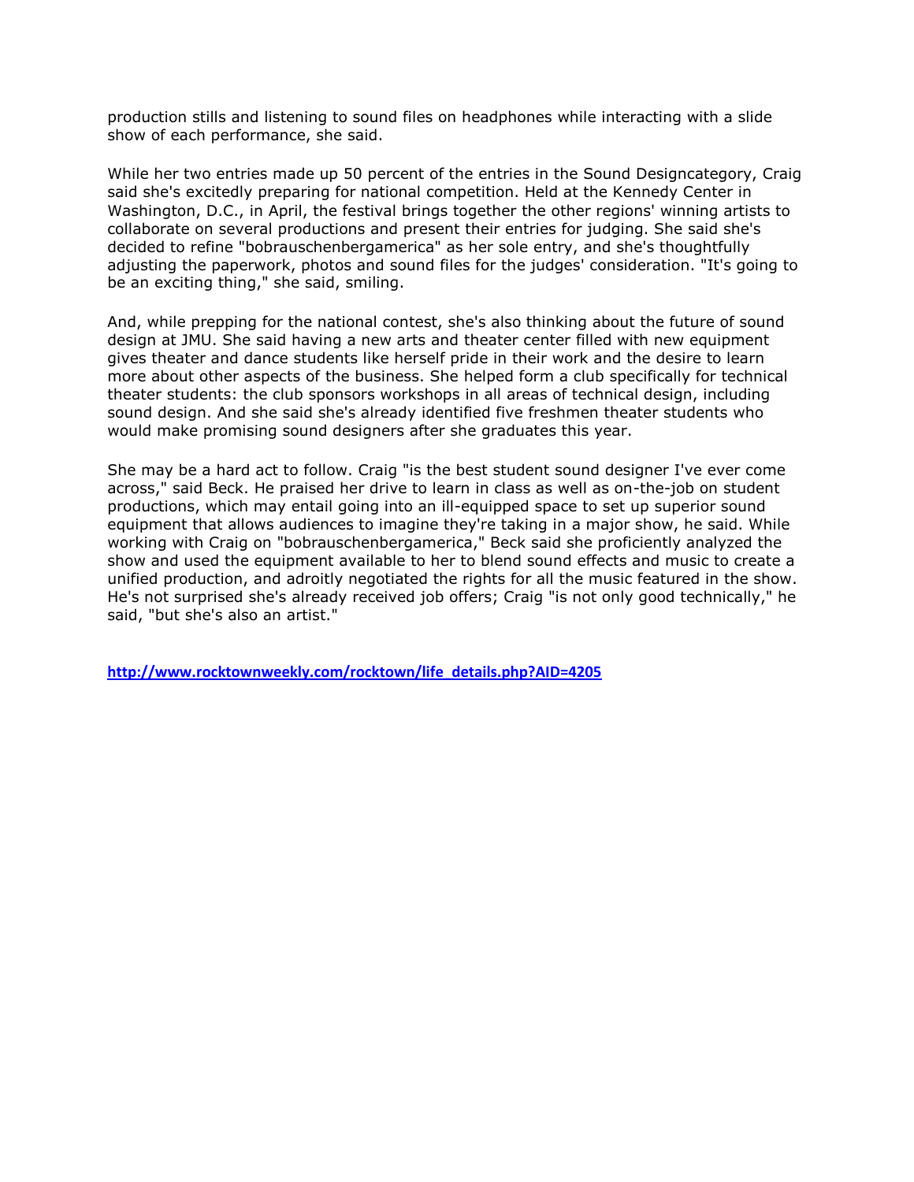production stills and listening to sound files on headphones while interacting with a slide show of each performance, she said.

While her two entries made up 50 percent of the entries in the Sound Designcategory, Craig said she's excitedly preparing for national competition. Held at the Kennedy Center in Washington, D.C., in April, the festival brings together the other regions' winning artists to collaborate on several productions and present their entries for judging. She said she's decided to refine "bobrauschenbergamerica" as her sole entry, and she's thoughtfully adjusting the paperwork, photos and sound files for the judges' consideration. "It's going to be an exciting thing," she said, smiling.

And, while prepping for the national contest, she's also thinking about the future of sound design at JMU. She said having a new arts and theater center filled with new equipment gives theater and dance students like herself pride in their work and the desire to learn more about other aspects of the business. She helped form a club specifically for technical theater students: the club sponsors workshops in all areas of technical design, including sound design. And she said she's already identified five freshmen theater students who would make promising sound designers after she graduates this year.

She may be a hard act to follow. Craig "is the best student sound designer I've ever come across," said Beck. He praised her drive to learn in class as well as on-the-job on student productions, which may entail going into an ill-equipped space to set up superior sound equipment that allows audiences to imagine they're taking in a major show, he said. While working with Craig on "bobrauschenbergamerica," Beck said she proficiently analyzed the show and used the equipment available to her to blend sound effects and music to create a unified production, and adroitly negotiated the rights for all the music featured in the show. He's not surprised she's already received job offers; Craig "is not only good technically," he said, "but she's also an artist."

**http://www.rocktownweekly.com/rocktown/life_details.php?AID=4205**